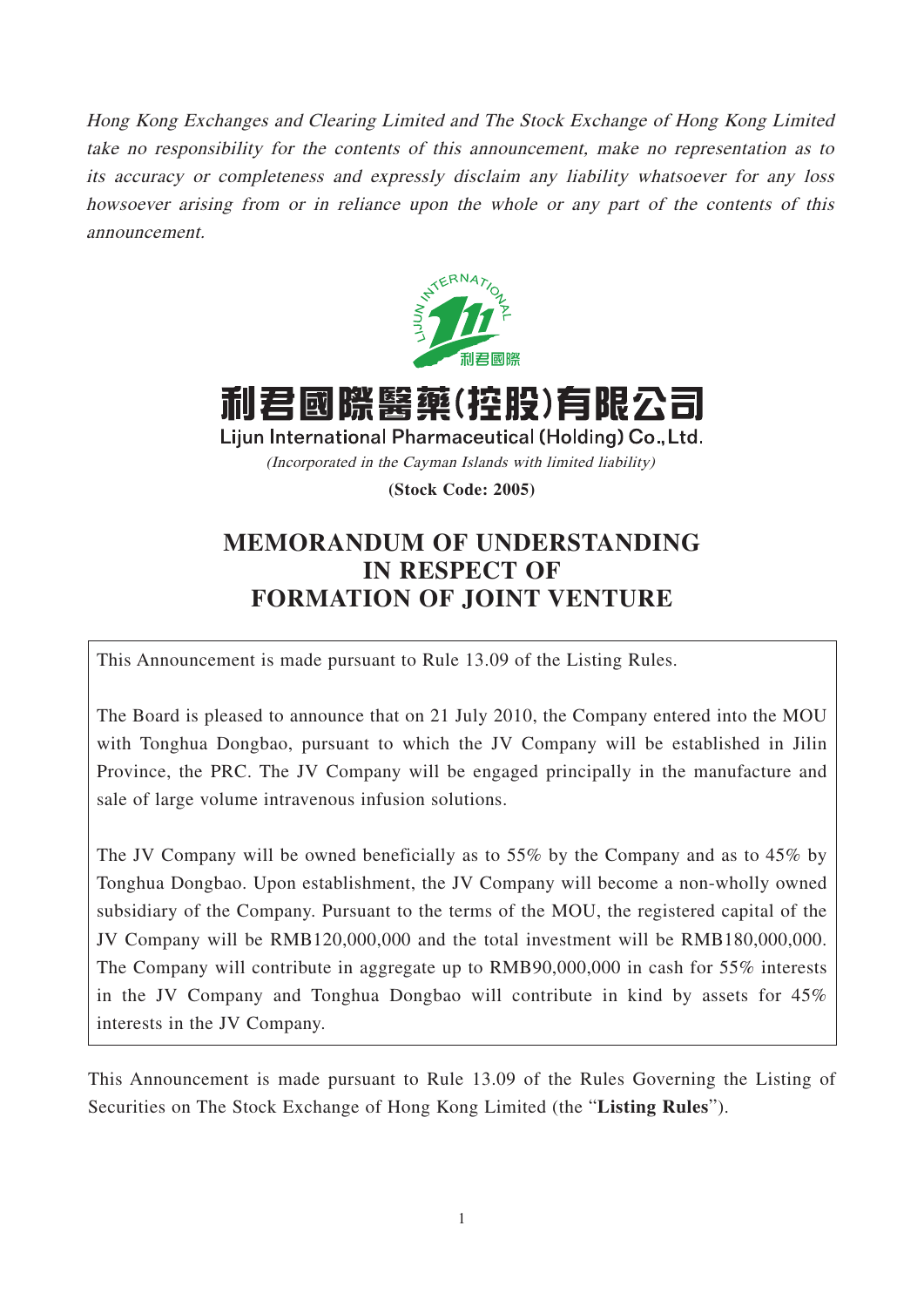*Hong Kong Exchanges and Clearing Limited and The Stock Exchange of Hong Kong Limited take no responsibility for the contents of this announcement, make no representation as to its accuracy or completeness and expressly disclaim any liability whatsoever for any loss howsoever arising from or in reliance upon the whole or any part of the contents of this announcement.*

利君國際醫藥(控股)有限公司

Lijun International Pharmaceutical (Holding) Co., Ltd.

*(Incorporated in the Cayman Islands with limited liability)*

**(Stock Code: 2005)**

# MEMORANDUM OF UNDERSTANDING IN RESPECT OF FORMATION OF JOINT VENTURE

This Announcement is made pursuant to Rule 13.09 of the Listing Rules.

The Board is pleased to announce that on 21 July 2010, the Company entered into the MOU with Tonghua Dongbao, pursuant to which the JV Company will be established in Jilin Province, the PRC. The JV Company will be engaged principally in the manufacture and sale of large volume intravenous infusion solutions.

The JV Company will be owned beneficially as to 55% by the Company and as to 45% by Tonghua Dongbao. Upon establishment, the JV Company will become a non-wholly owned subsidiary of the Company. Pursuant to the terms of the MOU, the registered capital of the JV Company will be RMB120,000,000 and the total investment will be RMB180,000,000. The Company will contribute in aggregate up to RMB90,000,000 in cash for 55% interests in the JV Company and Tonghua Dongbao will contribute in kind by assets for 45% interests in the JV Company.

This Announcement is made pursuant to Rule 13.09 of the Rules Governing the Listing of Securities on The Stock Exchange of Hong Kong Limited (the "**Listing Rules**").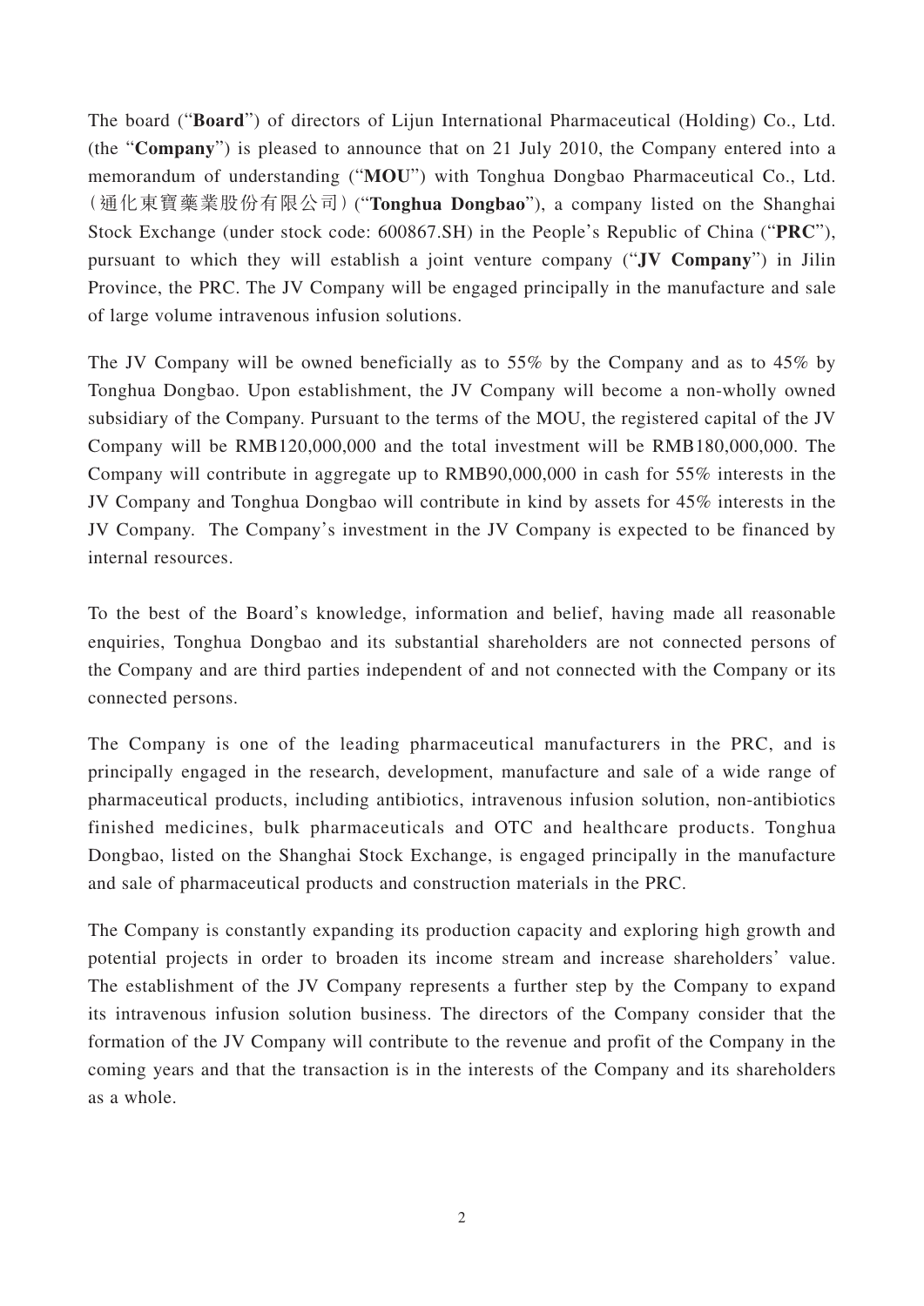The board ("**Board**") of directors of Lijun International Pharmaceutical (Holding) Co., Ltd. (the "**Company**") is pleased to announce that on 21 July 2010, the Company entered into a memorandum of understanding ("**MOU**") with Tonghua Dongbao Pharmaceutical Co., Ltd. (通化東寶藥業股份有限公司) ("**Tonghua Dongbao**"), a company listed on the Shanghai Stock Exchange (under stock code: 600867.SH) in the People's Republic of China ("**PRC**"), pursuant to which they will establish a joint venture company ("**JV Company**") in Jilin Province, the PRC. The JV Company will be engaged principally in the manufacture and sale of large volume intravenous infusion solutions.

The JV Company will be owned beneficially as to 55% by the Company and as to 45% by Tonghua Dongbao. Upon establishment, the JV Company will become a non-wholly owned subsidiary of the Company. Pursuant to the terms of the MOU, the registered capital of the JV Company will be RMB120,000,000 and the total investment will be RMB180,000,000. The Company will contribute in aggregate up to RMB90,000,000 in cash for 55% interests in the JV Company and Tonghua Dongbao will contribute in kind by assets for 45% interests in the JV Company. The Company's investment in the JV Company is expected to be financed by internal resources.

To the best of the Board's knowledge, information and belief, having made all reasonable enquiries, Tonghua Dongbao and its substantial shareholders are not connected persons of the Company and are third parties independent of and not connected with the Company or its connected persons.

The Company is one of the leading pharmaceutical manufacturers in the PRC, and is principally engaged in the research, development, manufacture and sale of a wide range of pharmaceutical products, including antibiotics, intravenous infusion solution, non-antibiotics finished medicines, bulk pharmaceuticals and OTC and healthcare products. Tonghua Dongbao, listed on the Shanghai Stock Exchange, is engaged principally in the manufacture and sale of pharmaceutical products and construction materials in the PRC.

The Company is constantly expanding its production capacity and exploring high growth and potential projects in order to broaden its income stream and increase shareholders' value. The establishment of the JV Company represents a further step by the Company to expand its intravenous infusion solution business. The directors of the Company consider that the formation of the JV Company will contribute to the revenue and profit of the Company in the coming years and that the transaction is in the interests of the Company and its shareholders as a whole.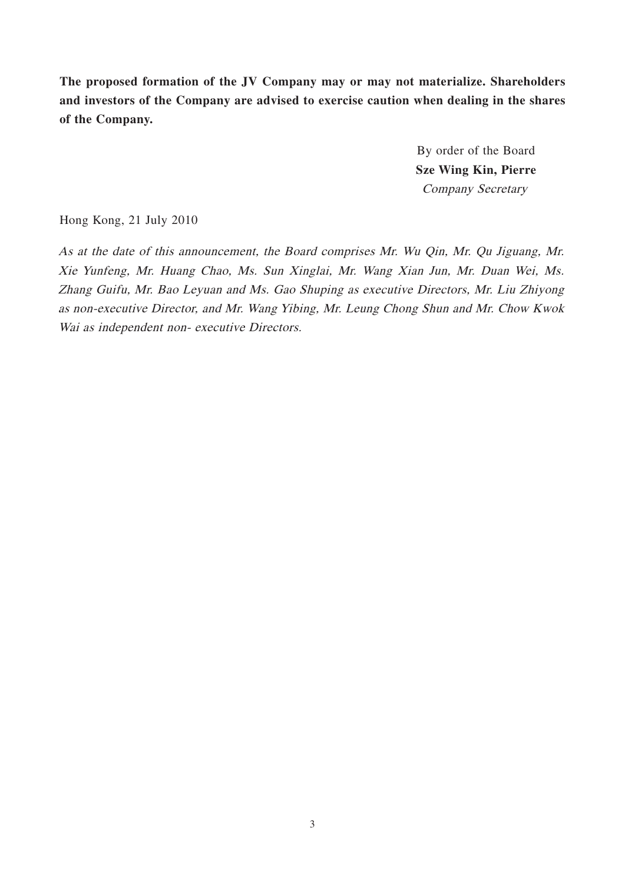**The proposed formation of the JV Company may or may not materialize. Shareholders and investors of the Company are advised to exercise caution when dealing in the shares of the Company.**

By order of the Board
**Sze Wing Kin, Pierre**
*Company Secretary*

Hong Kong, 21 July 2010

*As at the date of this announcement, the Board comprises Mr. Wu Qin, Mr. Qu Jiguang, Mr. Xie Yunfeng, Mr. Huang Chao, Ms. Sun Xinglai, Mr. Wang Xian Jun, Mr. Duan Wei, Ms. Zhang Guifu, Mr. Bao Leyuan and Ms. Gao Shuping as executive Directors, Mr. Liu Zhiyong as non-executive Director, and Mr. Wang Yibing, Mr. Leung Chong Shun and Mr. Chow Kwok Wai as independent non- executive Directors.*